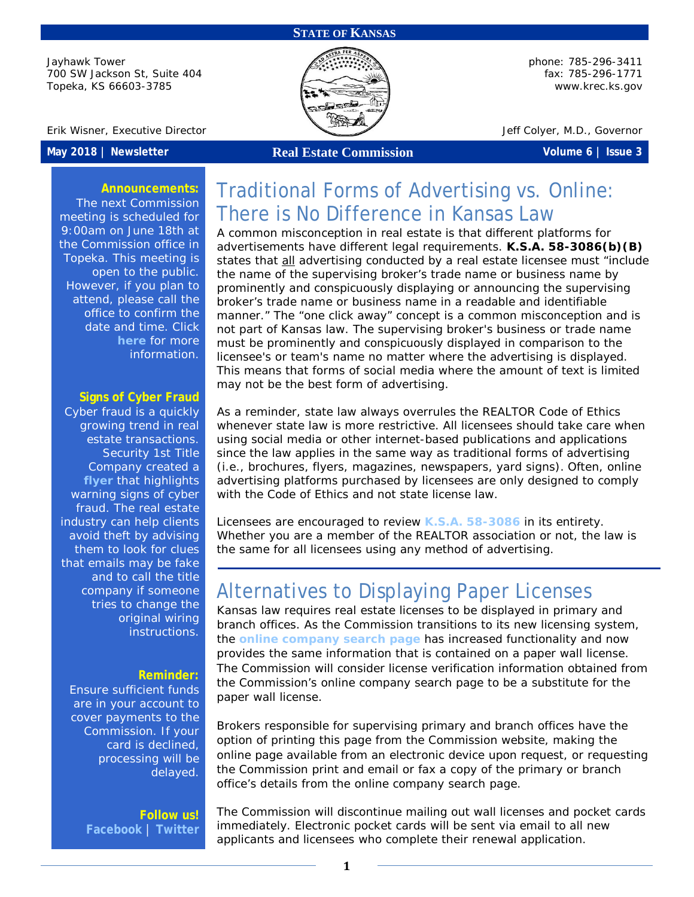**STATE OF KANSAS**

Jayhawk Tower
700 SW Jackson St, Suite 404
Topeka, KS 66603-3785

phone: 785-296-3411
fax: 785-296-1771
www.krec.ks.gov

Erik Wisner, Executive Director

Jeff Colyer, M.D., Governor

**May 2018 | Newsletter** — **Real Estate Commission** — **Volume 6 | Issue 3**

# Traditional Forms of Advertising vs. Online: There is No Difference in Kansas Law

A common misconception in real estate is that different platforms for advertisements have different legal requirements. **K.S.A. 58-3086(b)(B)** states that all advertising conducted by a real estate licensee must "include the name of the supervising broker's trade name or business name by prominently and conspicuously displaying or announcing the supervising broker's trade name or business name in a readable and identifiable manner." The "one click away" concept is a common misconception and is not part of Kansas law. The supervising broker's business or trade name must be prominently and conspicuously displayed in comparison to the licensee's or team's name no matter where the advertising is displayed. This means that forms of social media where the amount of text is limited may not be the best form of advertising.

As a reminder, state law always overrules the REALTOR Code of Ethics whenever state law is more restrictive. All licensees should take care when using social media or other internet-based publications and applications since the law applies in the same way as traditional forms of advertising (i.e., brochures, flyers, magazines, newspapers, yard signs). Often, online advertising platforms purchased by licensees are only designed to comply with the Code of Ethics and not state license law.

Licensees are encouraged to review **K.S.A. 58-3086** in its entirety. Whether you are a member of the REALTOR association or not, the law is the same for all licensees using any method of advertising.

# Alternatives to Displaying Paper Licenses

Kansas law requires real estate licenses to be displayed in primary and branch offices. As the Commission transitions to its new licensing system, the **online company search page** has increased functionality and now provides the same information that is contained on a paper wall license. The Commission will consider license verification information obtained from the Commission's online company search page to be a substitute for the paper wall license.

Brokers responsible for supervising primary and branch offices have the option of printing this page from the Commission website, making the online page available from an electronic device upon request, or requesting the Commission print and email or fax a copy of the primary or branch office's details from the online company search page.

The Commission will discontinue mailing out wall licenses and pocket cards immediately. Electronic pocket cards will be sent via email to all new applicants and licensees who complete their renewal application.

---

**Announcements:**
The next Commission meeting is scheduled for 9:00am on June 18th at the Commission office in Topeka. This meeting is open to the public. However, if you plan to attend, please call the office to confirm the date and time. Click **here** for more information.

**Signs of Cyber Fraud**
Cyber fraud is a quickly growing trend in real estate transactions. Security 1st Title Company created a **flyer** that highlights warning signs of cyber fraud. The real estate industry can help clients avoid theft by advising them to look for clues that emails may be fake and to call the title company if someone tries to change the original wiring instructions.

**Reminder:**
Ensure sufficient funds are in your account to cover payments to the Commission. If your card is declined, processing will be delayed.

**Follow us!**
**Facebook** | **Twitter**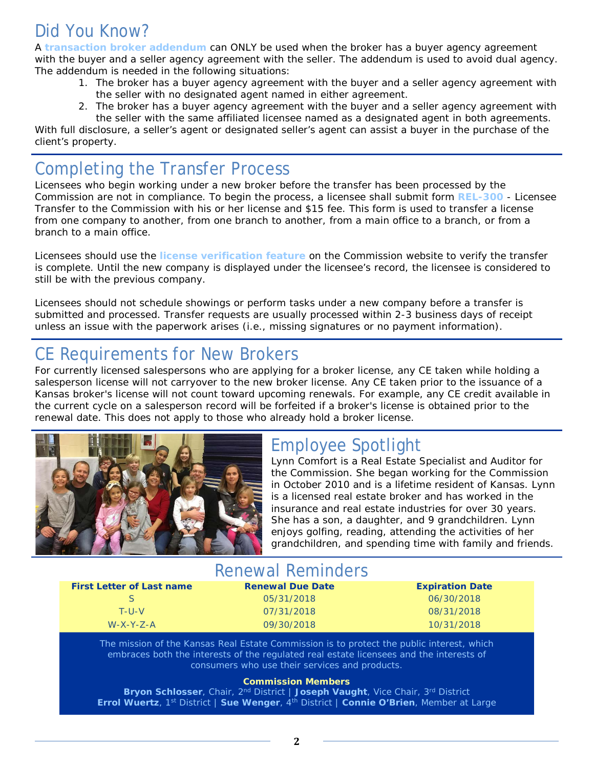## Did You Know?

A **transaction broker addendum** can ONLY be used when the broker has a buyer agency agreement with the buyer and a seller agency agreement with the seller. The addendum is used to avoid dual agency. The addendum is needed in the following situations:

1. The broker has a buyer agency agreement with the buyer and a seller agency agreement with the seller with no designated agent named in either agreement.
2. The broker has a buyer agency agreement with the buyer and a seller agency agreement with the seller with the same affiliated licensee named as a designated agent in both agreements.

With full disclosure, a seller's agent or designated seller's agent can assist a buyer in the purchase of the client's property.

## Completing the Transfer Process

Licensees who begin working under a new broker before the transfer has been processed by the Commission are not in compliance. To begin the process, a licensee shall submit form **REL-300** - Licensee Transfer to the Commission with his or her license and $15 fee. This form is used to transfer a license from one company to another, from one branch to another, from a main office to a branch, or from a branch to a main office.

Licensees should use the **license verification feature** on the Commission website to verify the transfer is complete. Until the new company is displayed under the licensee's record, the licensee is considered to still be with the previous company.

Licensees should not schedule showings or perform tasks under a new company before a transfer is submitted and processed. Transfer requests are usually processed within 2-3 business days of receipt unless an issue with the paperwork arises (i.e., missing signatures or no payment information).

## CE Requirements for New Brokers

For currently licensed salespersons who are applying for a broker license, any CE taken while holding a salesperson license will not carryover to the new broker license. Any CE taken prior to the issuance of a Kansas broker's license will not count toward upcoming renewals. For example, any CE credit available in the current cycle on a salesperson record will be forfeited if a broker's license is obtained prior to the renewal date. This does not apply to those who already hold a broker license.

## Employee Spotlight

Lynn Comfort is a Real Estate Specialist and Auditor for the Commission. She began working for the Commission in October 2010 and is a lifetime resident of Kansas. Lynn is a licensed real estate broker and has worked in the insurance and real estate industries for over 30 years. She has a son, a daughter, and 9 grandchildren. Lynn enjoys golfing, reading, attending the activities of her grandchildren, and spending time with family and friends.

## Renewal Reminders

| First Letter of Last name | Renewal Due Date | Expiration Date |
|---|---|---|
| S | 05/31/2018 | 06/30/2018 |
| T-U-V | 07/31/2018 | 08/31/2018 |
| W-X-Y-Z-A | 09/30/2018 | 10/31/2018 |

The mission of the Kansas Real Estate Commission is to protect the public interest, which embraces both the interests of the regulated real estate licensees and the interests of consumers who use their services and products.

**Commission Members**

**Bryon Schlosser**, Chair, 2nd District | **Joseph Vaught**, Vice Chair, 3rd District
**Errol Wuertz**, 1st District | **Sue Wenger**, 4th District | **Connie O'Brien**, Member at Large